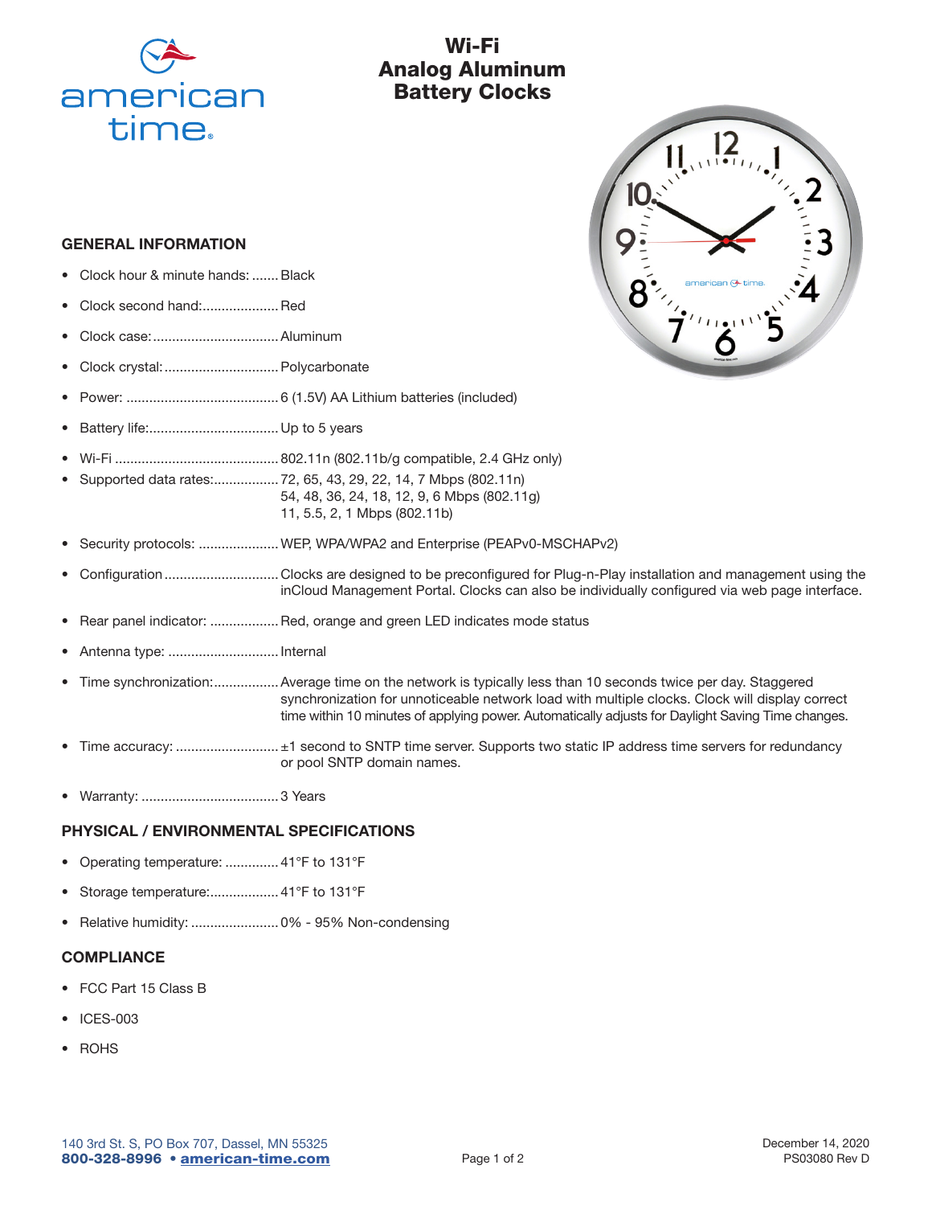# Wi-Fi Analog Aluminum Battery Clocks

## GENERAL INFORMATION

- Clock hour & minute hands: ....... Black
- Clock second hand:.................... Red
- Clock case:................................. Aluminum
- Clock crystal:.............................. Polycarbonate
- Power: ........................................ 6 (1.5V) AA Lithium batteries (included)
- Battery life:.................................. Up to 5 years
- Wi-Fi ........................................... 802.11n (802.11b/g compatible, 2.4 GHz only)
- Supported data rates:................. 72, 65, 43, 29, 22, 14, 7 Mbps (802.11n)
  54, 48, 36, 24, 18, 12, 9, 6 Mbps (802.11g)
  11, 5.5, 2, 1 Mbps (802.11b)
- Security protocols: ..................... WEP, WPA/WPA2 and Enterprise (PEAPv0-MSCHAPv2)
- Configuration ............................. Clocks are designed to be preconfigured for Plug-n-Play installation and management using the inCloud Management Portal. Clocks can also be individually configured via web page interface.
- Rear panel indicator: .................. Red, orange and green LED indicates mode status
- Antenna type: ............................. Internal
- Time synchronization:................. Average time on the network is typically less than 10 seconds twice per day. Staggered synchronization for unnoticeable network load with multiple clocks. Clock will display correct time within 10 minutes of applying power. Automatically adjusts for Daylight Saving Time changes.
- Time accuracy: ........................... ±1 second to SNTP time server. Supports two static IP address time servers for redundancy or pool SNTP domain names.
- Warranty: .................................... 3 Years

## PHYSICAL / ENVIRONMENTAL SPECIFICATIONS

- Operating temperature: .............. 41°F to 131°F
- Storage temperature:.................. 41°F to 131°F
- Relative humidity: ....................... 0% - 95% Non-condensing

## COMPLIANCE

- FCC Part 15 Class B
- ICES-003
- ROHS

140 3rd St. S, PO Box 707, Dassel, MN 55325
**800-328-8996 • american-time.com**

December 14, 2020
PS03080 Rev D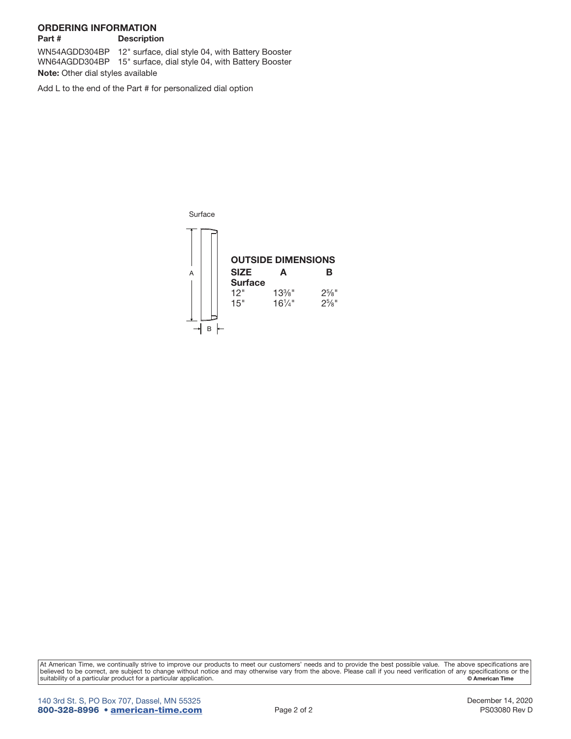## ORDERING INFORMATION

| Part # | Description |
|---|---|
| WN54AGDD304BP | 12" surface, dial style 04, with Battery Booster |
| WN64AGDD304BP | 15" surface, dial style 04, with Battery Booster |

**Note:** Other dial styles available

Add L to the end of the Part # for personalized dial option

Surface

A

B

### OUTSIDE DIMENSIONS

| SIZE | A | B |
|---|---|---|
| **Surface** | | |
| 12" | 13⅜" | 2⅝" |
| 15" | 16¼" | 2⅝" |

At American Time, we continually strive to improve our products to meet our customers' needs and to provide the best possible value. The above specifications are believed to be correct, are subject to change without notice and may otherwise vary from the above. Please call if you need verification of any specifications or the suitability of a particular product for a particular application. © American Time

140 3rd St. S, PO Box 707, Dassel, MN 55325
**800-328-8996 • american-time.com**

December 14, 2020
PS03080 Rev D